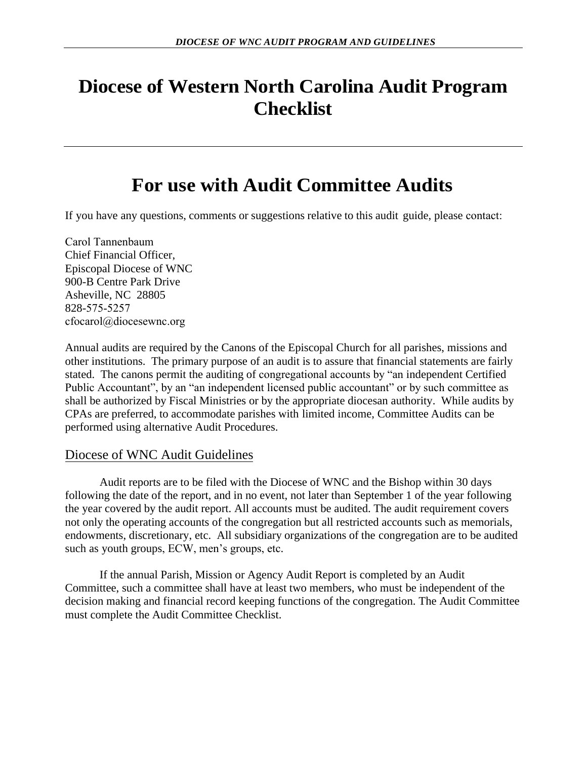# Diocese of Western North Carolina Audit Program Checklist

# For use with Audit Committee Audits

If you have any questions, comments or suggestions relative to this audit guide, please contact:

Carol Tannenbaum
Chief Financial Officer,
Episcopal Diocese of WNC
900-B Centre Park Drive
Asheville, NC 28805
828-575-5257
cfocarol@diocesewnc.org

Annual audits are required by the Canons of the Episcopal Church for all parishes, missions and other institutions. The primary purpose of an audit is to assure that financial statements are fairly stated. The canons permit the auditing of congregational accounts by "an independent Certified Public Accountant", by an "an independent licensed public accountant" or by such committee as shall be authorized by Fiscal Ministries or by the appropriate diocesan authority. While audits by CPAs are preferred, to accommodate parishes with limited income, Committee Audits can be performed using alternative Audit Procedures.

## Diocese of WNC Audit Guidelines

Audit reports are to be filed with the Diocese of WNC and the Bishop within 30 days following the date of the report, and in no event, not later than September 1 of the year following the year covered by the audit report. All accounts must be audited. The audit requirement covers not only the operating accounts of the congregation but all restricted accounts such as memorials, endowments, discretionary, etc. All subsidiary organizations of the congregation are to be audited such as youth groups, ECW, men's groups, etc.

If the annual Parish, Mission or Agency Audit Report is completed by an Audit Committee, such a committee shall have at least two members, who must be independent of the decision making and financial record keeping functions of the congregation. The Audit Committee must complete the Audit Committee Checklist.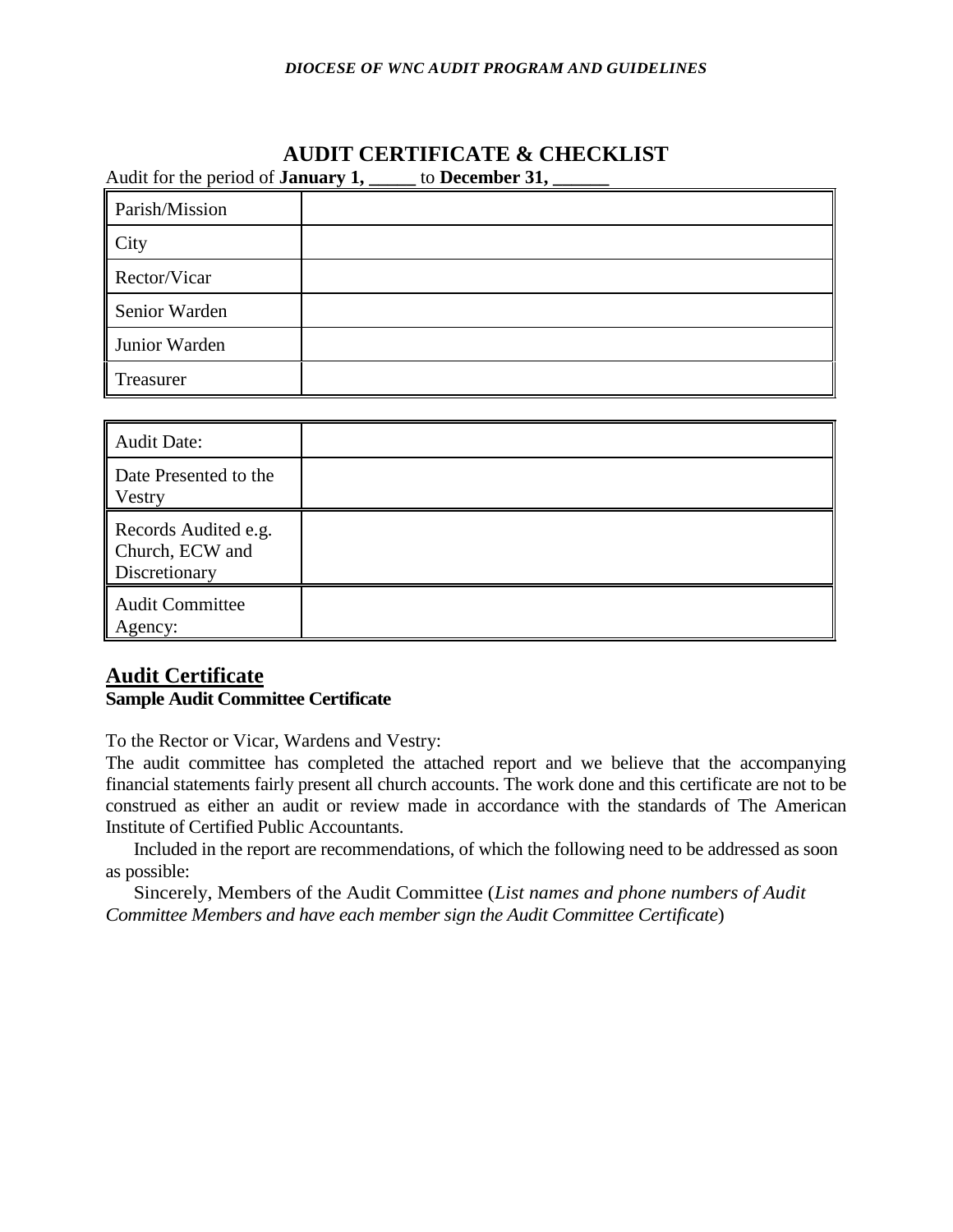# AUDIT CERTIFICATE & CHECKLIST

Audit for the period of **January 1, _____** to **December 31, ______**

| | |
|---|---|
| Parish/Mission | |
| City | |
| Rector/Vicar | |
| Senior Warden | |
| Junior Warden | |
| Treasurer | |

| | |
|---|---|
| Audit Date: | |
| Date Presented to the Vestry | |
| Records Audited e.g. Church, ECW and Discretionary | |
| Audit Committee Agency: | |

## Audit Certificate

**Sample Audit Committee Certificate**

To the Rector or Vicar, Wardens and Vestry:

The audit committee has completed the attached report and we believe that the accompanying financial statements fairly present all church accounts. The work done and this certificate are not to be construed as either an audit or review made in accordance with the standards of The American Institute of Certified Public Accountants.

Included in the report are recommendations, of which the following need to be addressed as soon as possible:

Sincerely, Members of the Audit Committee (*List names and phone numbers of Audit Committee Members and have each member sign the Audit Committee Certificate*)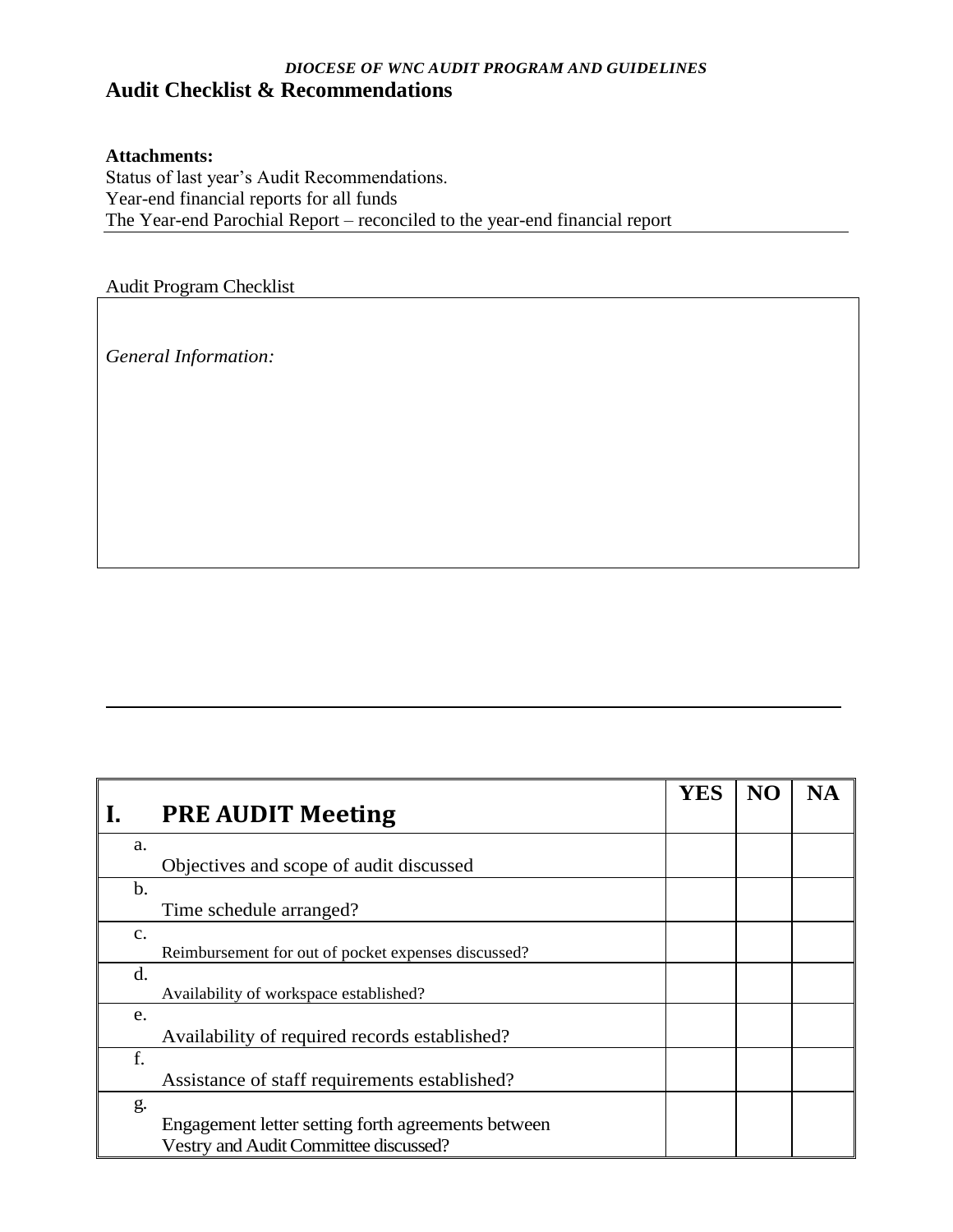*DIOCESE OF WNC AUDIT PROGRAM AND GUIDELINES*

## Audit Checklist & Recommendations

**Attachments:**

Status of last year's Audit Recommendations.
Year-end financial reports for all funds
The Year-end Parochial Report – reconciled to the year-end financial report

Audit Program Checklist

*General Information:*

| I. PRE AUDIT Meeting | YES | NO | NA |
|---|---|---|---|
| a. Objectives and scope of audit discussed | | | |
| b. Time schedule arranged? | | | |
| c. Reimbursement for out of pocket expenses discussed? | | | |
| d. Availability of workspace established? | | | |
| e. Availability of required records established? | | | |
| f. Assistance of staff requirements established? | | | |
| g. Engagement letter setting forth agreements between Vestry and Audit Committee discussed? | | | |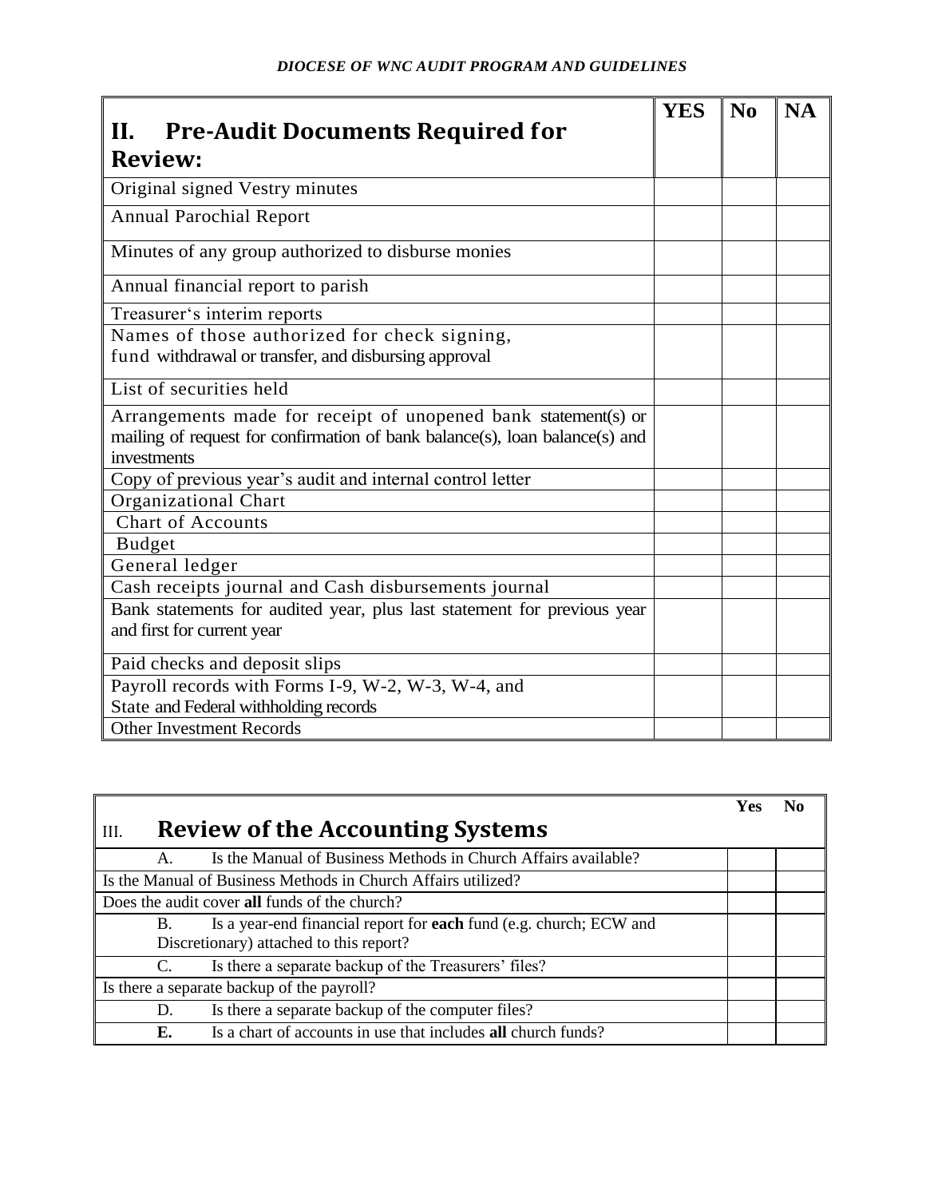*DIOCESE OF WNC AUDIT PROGRAM AND GUIDELINES*

| **II. Pre-Audit Documents Required for Review:** | **YES** | **No** | **NA** |
|---|---|---|---|
| Original signed Vestry minutes | | | |
| Annual Parochial Report | | | |
| Minutes of any group authorized to disburse monies | | | |
| Annual financial report to parish | | | |
| Treasurer's interim reports | | | |
| Names of those authorized for check signing, fund withdrawal or transfer, and disbursing approval | | | |
| List of securities held | | | |
| Arrangements made for receipt of unopened bank statement(s) or mailing of request for confirmation of bank balance(s), loan balance(s) and investments | | | |
| Copy of previous year's audit and internal control letter | | | |
| Organizational Chart | | | |
| Chart of Accounts | | | |
| Budget | | | |
| General ledger | | | |
| Cash receipts journal and Cash disbursements journal | | | |
| Bank statements for audited year, plus last statement for previous year and first for current year | | | |
| Paid checks and deposit slips | | | |
| Payroll records with Forms I-9, W-2, W-3, W-4, and State and Federal withholding records | | | |
| Other Investment Records | | | |

| III. **Review of the Accounting Systems** | **Yes** | **No** |
|---|---|---|
| A. Is the Manual of Business Methods in Church Affairs available? | | |
| Is the Manual of Business Methods in Church Affairs utilized? | | |
| Does the audit cover **all** funds of the church? | | |
| B. Is a year-end financial report for **each** fund (e.g. church; ECW and Discretionary) attached to this report? | | |
| C. Is there a separate backup of the Treasurers' files? | | |
| Is there a separate backup of the payroll? | | |
| D. Is there a separate backup of the computer files? | | |
| **E.** Is a chart of accounts in use that includes **all** church funds? | | |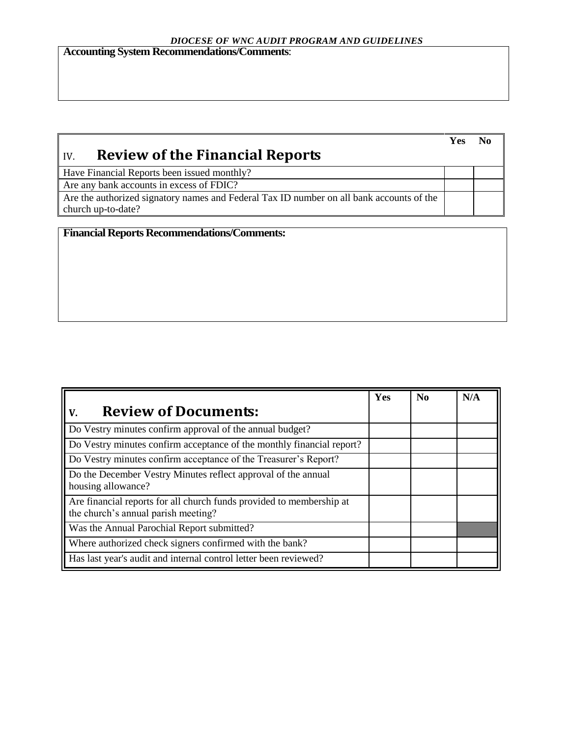**Accounting System Recommendations/Comments**:

| IV. **Review of the Financial Reports** | Yes | No |
|---|---|---|
| Have Financial Reports been issued monthly? | | |
| Are any bank accounts in excess of FDIC? | | |
| Are the authorized signatory names and Federal Tax ID number on all bank accounts of the church up-to-date? | | |

**Financial Reports Recommendations/Comments:**

| V. **Review of Documents:** | Yes | No | N/A |
|---|---|---|---|
| Do Vestry minutes confirm approval of the annual budget? | | | |
| Do Vestry minutes confirm acceptance of the monthly financial report? | | | |
| Do Vestry minutes confirm acceptance of the Treasurer's Report? | | | |
| Do the December Vestry Minutes reflect approval of the annual housing allowance? | | | |
| Are financial reports for all church funds provided to membership at the church's annual parish meeting? | | | |
| Was the Annual Parochial Report submitted? | | | |
| Where authorized check signers confirmed with the bank? | | | |
| Has last year's audit and internal control letter been reviewed? | | | |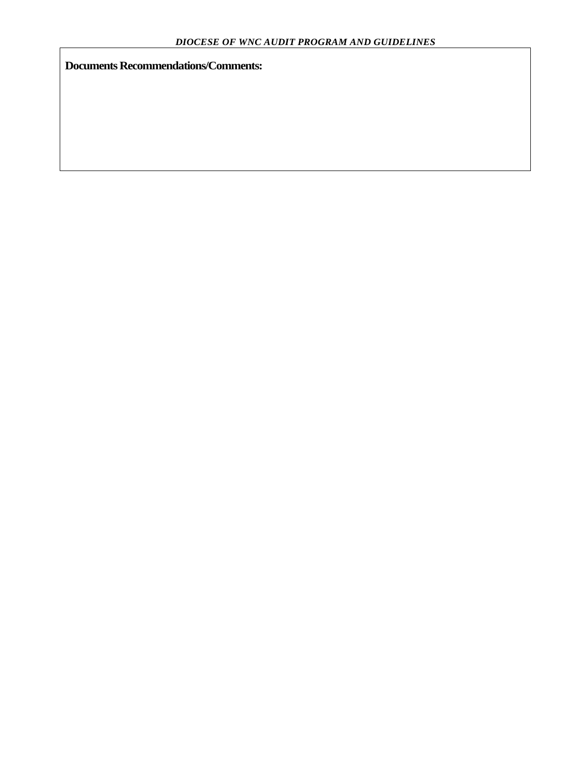**Documents Recommendations/Comments:**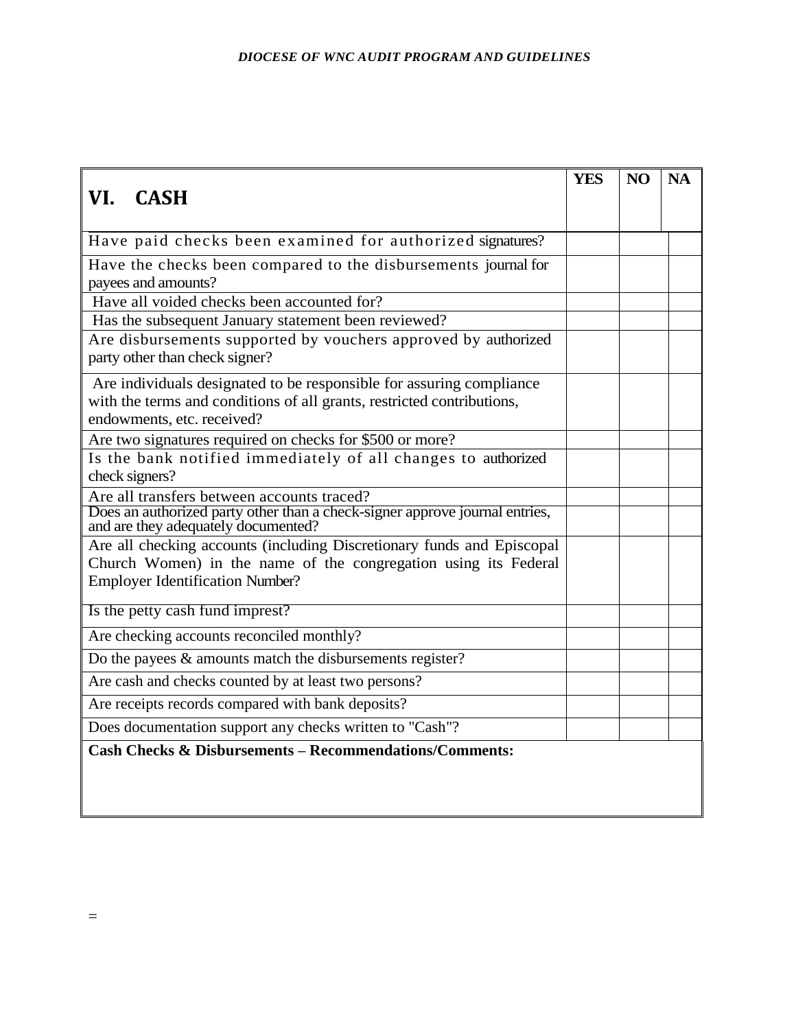| VI. CASH | YES | NO | NA |
|---|---|---|---|
| Have paid checks been examined for authorized signatures? | | | |
| Have the checks been compared to the disbursements journal for payees and amounts? | | | |
| Have all voided checks been accounted for? | | | |
| Has the subsequent January statement been reviewed? | | | |
| Are disbursements supported by vouchers approved by authorized party other than check signer? | | | |
| Are individuals designated to be responsible for assuring compliance with the terms and conditions of all grants, restricted contributions, endowments, etc. received? | | | |
| Are two signatures required on checks for $500 or more? | | | |
| Is the bank notified immediately of all changes to authorized check signers? | | | |
| Are all transfers between accounts traced? | | | |
| Does an authorized party other than a check-signer approve journal entries, and are they adequately documented? | | | |
| Are all checking accounts (including Discretionary funds and Episcopal Church Women) in the name of the congregation using its Federal Employer Identification Number? | | | |
| Is the petty cash fund imprest? | | | |
| Are checking accounts reconciled monthly? | | | |
| Do the payees & amounts match the disbursements register? | | | |
| Are cash and checks counted by at least two persons? | | | |
| Are receipts records compared with bank deposits? | | | |
| Does documentation support any checks written to "Cash"? | | | |
| **Cash Checks & Disbursements – Recommendations/Comments:** | | | |

=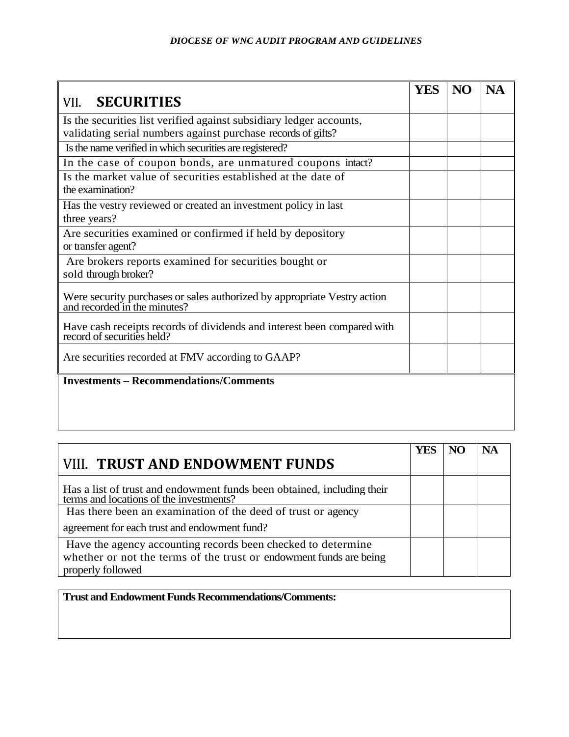| VII. **SECURITIES** | **YES** | **NO** | **NA** |
|---|---|---|---|
| Is the securities list verified against subsidiary ledger accounts, validating serial numbers against purchase records of gifts? | | | |
| Is the name verified in which securities are registered? | | | |
| In the case of coupon bonds, are unmatured coupons intact? | | | |
| Is the market value of securities established at the date of the examination? | | | |
| Has the vestry reviewed or created an investment policy in last three years? | | | |
| Are securities examined or confirmed if held by depository or transfer agent? | | | |
| Are brokers reports examined for securities bought or sold through broker? | | | |
| Were security purchases or sales authorized by appropriate Vestry action and recorded in the minutes? | | | |
| Have cash receipts records of dividends and interest been compared with record of securities held? | | | |
| Are securities recorded at FMV according to GAAP? | | | |

**Investments – Recommendations/Comments**

| VIII. **TRUST AND ENDOWMENT FUNDS** | **YES** | **NO** | **NA** |
|---|---|---|---|
| Has a list of trust and endowment funds been obtained, including their terms and locations of the investments? | | | |
| Has there been an examination of the deed of trust or agency agreement for each trust and endowment fund? | | | |
| Have the agency accounting records been checked to determine whether or not the terms of the trust or endowment funds are being properly followed | | | |

**Trust and Endowment Funds Recommendations/Comments:**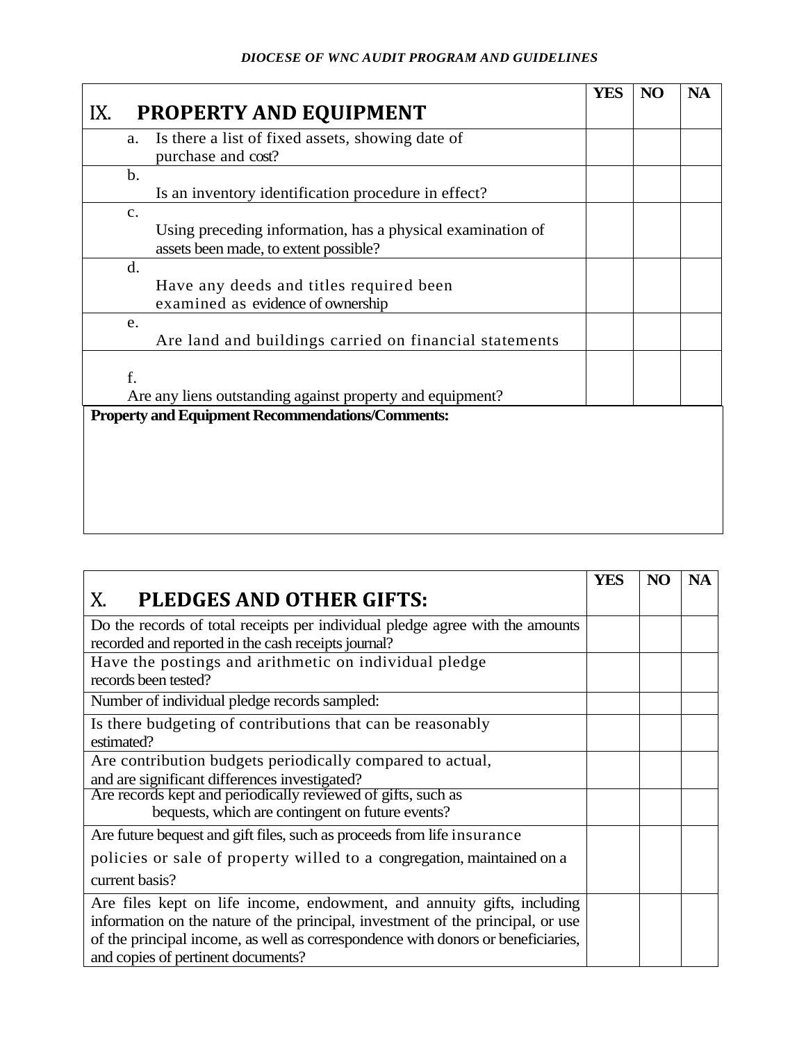| IX. PROPERTY AND EQUIPMENT | YES | NO | NA |
|---|---|---|---|
| a. Is there a list of fixed assets, showing date of purchase and cost? | | | |
| b. Is an inventory identification procedure in effect? | | | |
| c. Using preceding information, has a physical examination of assets been made, to extent possible? | | | |
| d. Have any deeds and titles required been examined as evidence of ownership | | | |
| e. Are land and buildings carried on financial statements | | | |
| f. Are any liens outstanding against property and equipment? | | | |

**Property and Equipment Recommendations/Comments:**

| X. PLEDGES AND OTHER GIFTS: | YES | NO | NA |
|---|---|---|---|
| Do the records of total receipts per individual pledge agree with the amounts recorded and reported in the cash receipts journal? | | | |
| Have the postings and arithmetic on individual pledge records been tested? | | | |
| Number of individual pledge records sampled: | | | |
| Is there budgeting of contributions that can be reasonably estimated? | | | |
| Are contribution budgets periodically compared to actual, and are significant differences investigated? | | | |
| Are records kept and periodically reviewed of gifts, such as bequests, which are contingent on future events? | | | |
| Are future bequest and gift files, such as proceeds from life insurance policies or sale of property willed to a congregation, maintained on a current basis? | | | |
| Are files kept on life income, endowment, and annuity gifts, including information on the nature of the principal, investment of the principal, or use of the principal income, as well as correspondence with donors or beneficiaries, and copies of pertinent documents? | | | |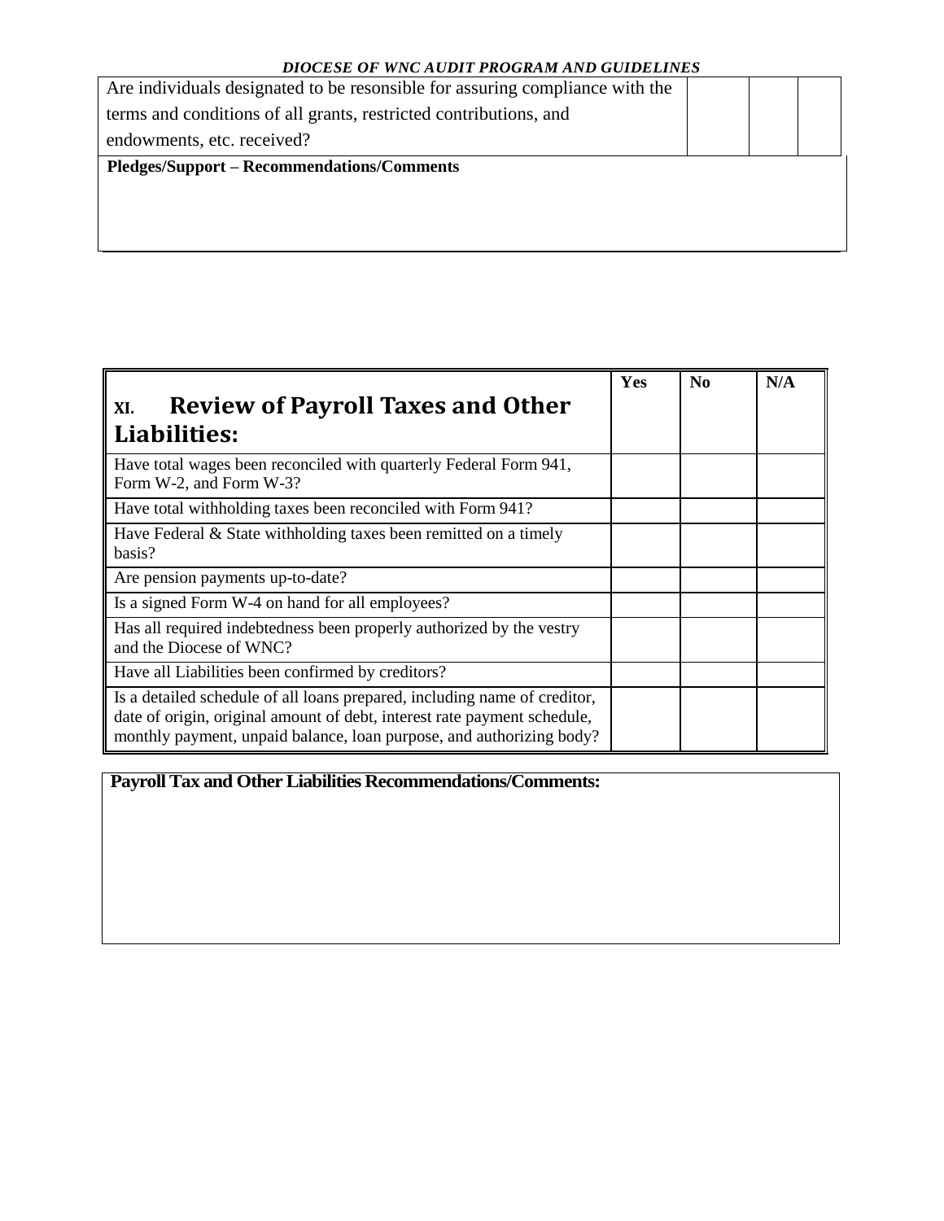| | | | |
|---|---|---|---|
| Are individuals designated to be resonsible for assuring compliance with the terms and conditions of all grants, restricted contributions, and endowments, etc. received? | | | |

**Pledges/Support – Recommendations/Comments**

| XI. Review of Payroll Taxes and Other Liabilities: | Yes | No | N/A |
|---|---|---|---|
| Have total wages been reconciled with quarterly Federal Form 941, Form W-2, and Form W-3? | | | |
| Have total withholding taxes been reconciled with Form 941? | | | |
| Have Federal & State withholding taxes been remitted on a timely basis? | | | |
| Are pension payments up-to-date? | | | |
| Is a signed Form W-4 on hand for all employees? | | | |
| Has all required indebtedness been properly authorized by the vestry and the Diocese of WNC? | | | |
| Have all Liabilities been confirmed by creditors? | | | |
| Is a detailed schedule of all loans prepared, including name of creditor, date of origin, original amount of debt, interest rate payment schedule, monthly payment, unpaid balance, loan purpose, and authorizing body? | | | |

**Payroll Tax and Other Liabilities Recommendations/Comments:**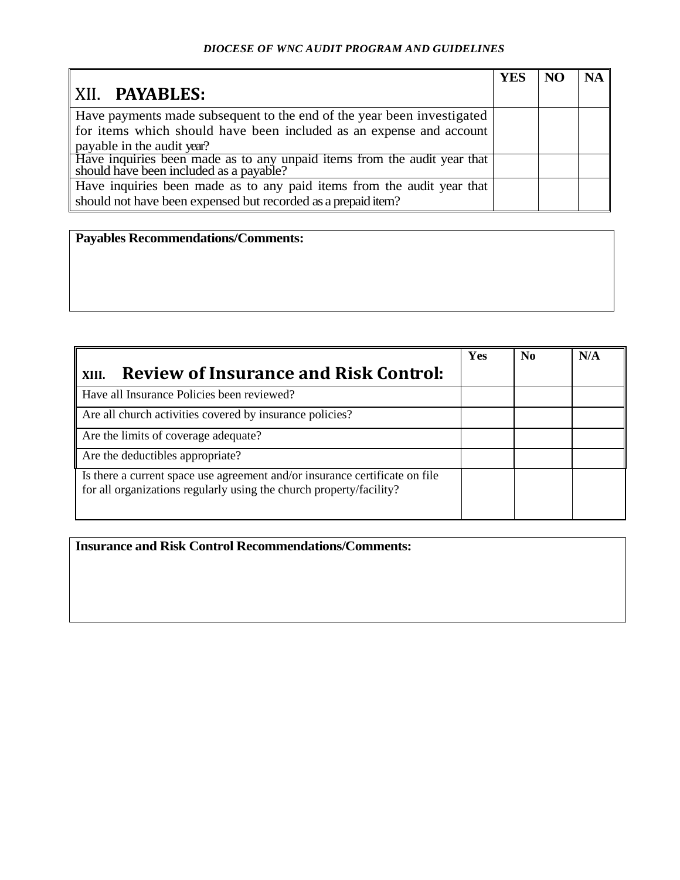| XII. **PAYABLES:** | YES | NO | NA |
|---|---|---|---|
| Have payments made subsequent to the end of the year been investigated for items which should have been included as an expense and account payable in the audit year? | | | |
| Have inquiries been made as to any unpaid items from the audit year that should have been included as a payable? | | | |
| Have inquiries been made as to any paid items from the audit year that should not have been expensed but recorded as a prepaid item? | | | |

**Payables Recommendations/Comments:**

| XIII. **Review of Insurance and Risk Control:** | Yes | No | N/A |
|---|---|---|---|
| Have all Insurance Policies been reviewed? | | | |
| Are all church activities covered by insurance policies? | | | |
| Are the limits of coverage adequate? | | | |
| Are the deductibles appropriate? | | | |
| Is there a current space use agreement and/or insurance certificate on file for all organizations regularly using the church property/facility? | | | |

**Insurance and Risk Control Recommendations/Comments:**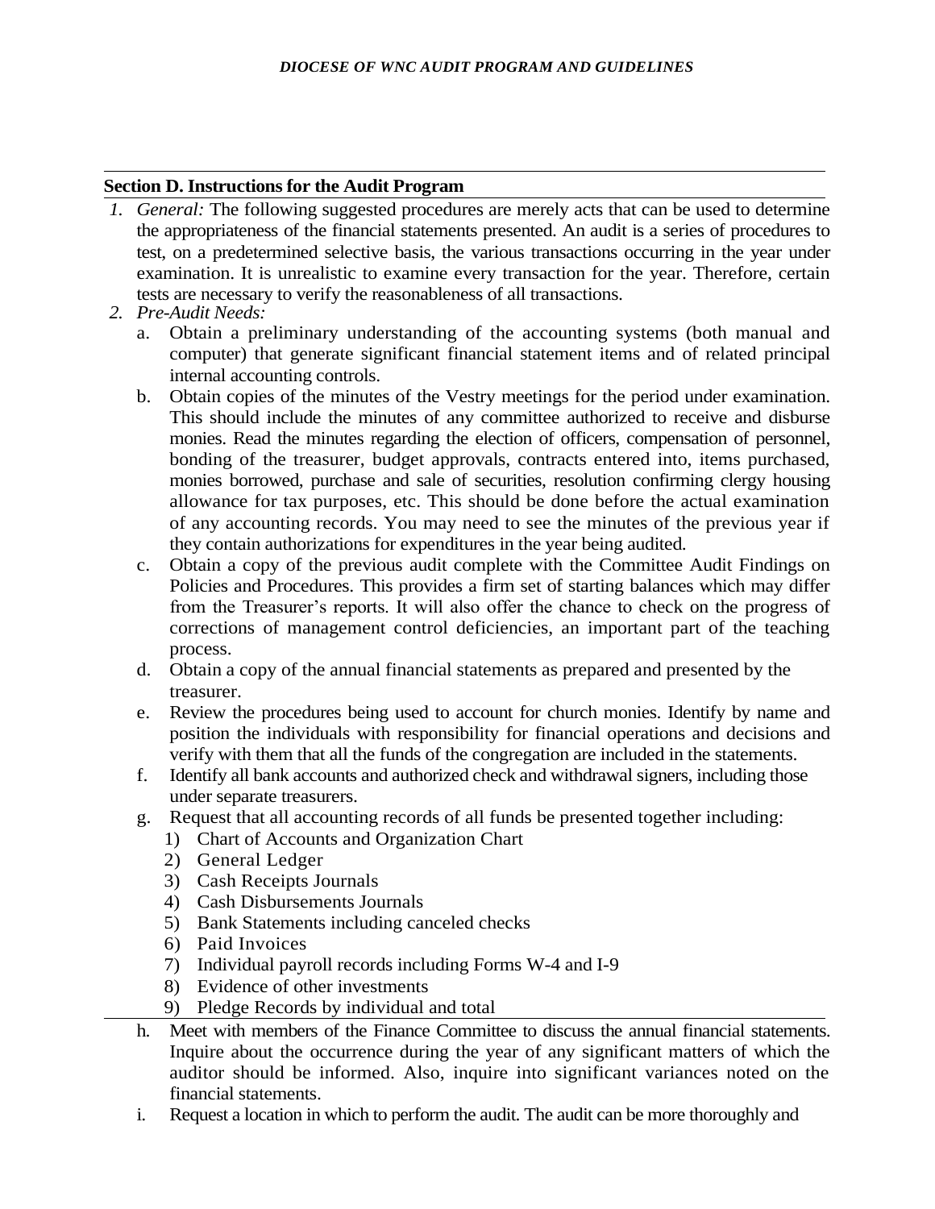## Section D. Instructions for the Audit Program

1. *General:* The following suggested procedures are merely acts that can be used to determine the appropriateness of the financial statements presented. An audit is a series of procedures to test, on a predetermined selective basis, the various transactions occurring in the year under examination. It is unrealistic to examine every transaction for the year. Therefore, certain tests are necessary to verify the reasonableness of all transactions.
2. *Pre-Audit Needs:*
   a. Obtain a preliminary understanding of the accounting systems (both manual and computer) that generate significant financial statement items and of related principal internal accounting controls.
   b. Obtain copies of the minutes of the Vestry meetings for the period under examination. This should include the minutes of any committee authorized to receive and disburse monies. Read the minutes regarding the election of officers, compensation of personnel, bonding of the treasurer, budget approvals, contracts entered into, items purchased, monies borrowed, purchase and sale of securities, resolution confirming clergy housing allowance for tax purposes, etc. This should be done before the actual examination of any accounting records. You may need to see the minutes of the previous year if they contain authorizations for expenditures in the year being audited.
   c. Obtain a copy of the previous audit complete with the Committee Audit Findings on Policies and Procedures. This provides a firm set of starting balances which may differ from the Treasurer's reports. It will also offer the chance to check on the progress of corrections of management control deficiencies, an important part of the teaching process.
   d. Obtain a copy of the annual financial statements as prepared and presented by the treasurer.
   e. Review the procedures being used to account for church monies. Identify by name and position the individuals with responsibility for financial operations and decisions and verify with them that all the funds of the congregation are included in the statements.
   f. Identify all bank accounts and authorized check and withdrawal signers, including those under separate treasurers.
   g. Request that all accounting records of all funds be presented together including:
      1) Chart of Accounts and Organization Chart
      2) General Ledger
      3) Cash Receipts Journals
      4) Cash Disbursements Journals
      5) Bank Statements including canceled checks
      6) Paid Invoices
      7) Individual payroll records including Forms W-4 and I-9
      8) Evidence of other investments
      9) Pledge Records by individual and total
   h. Meet with members of the Finance Committee to discuss the annual financial statements. Inquire about the occurrence during the year of any significant matters of which the auditor should be informed. Also, inquire into significant variances noted on the financial statements.
   i. Request a location in which to perform the audit. The audit can be more thoroughly and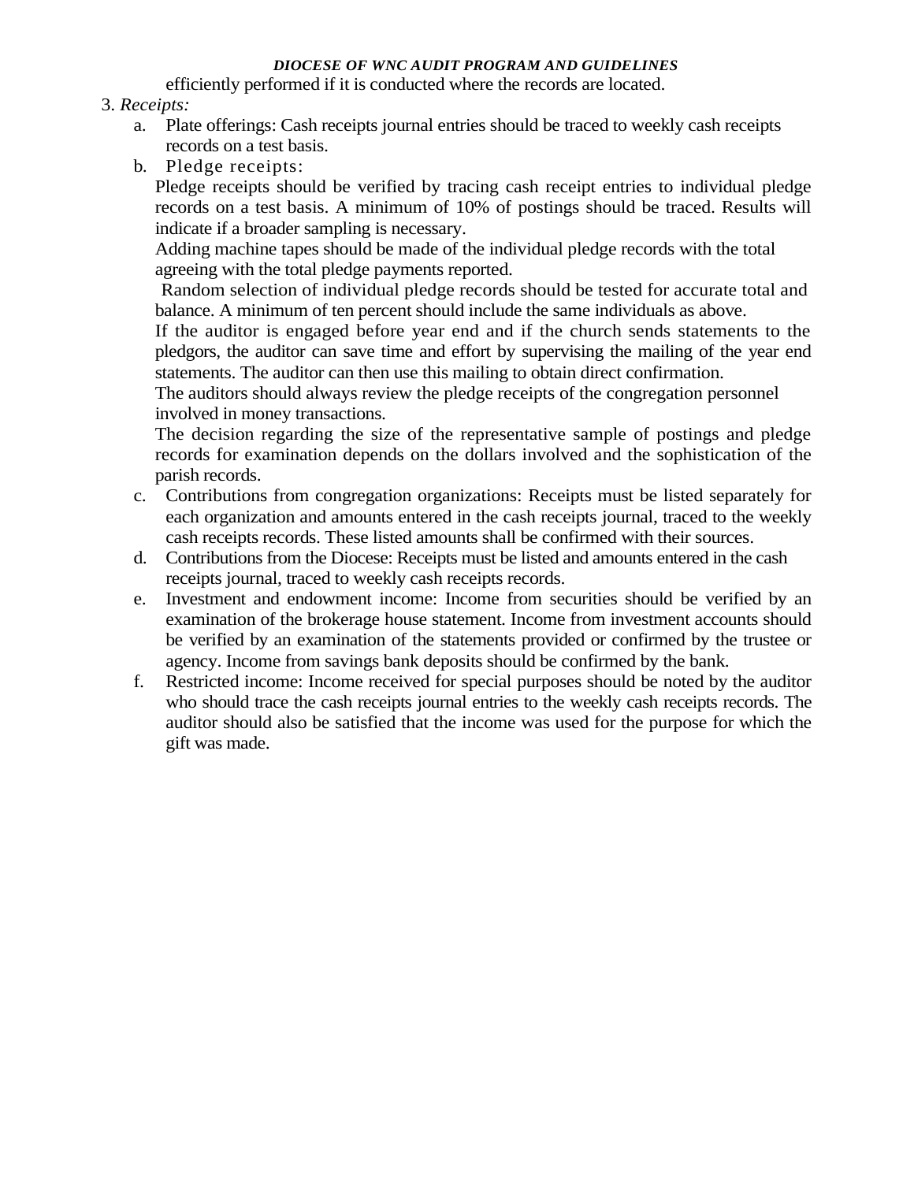efficiently performed if it is conducted where the records are located.

3. *Receipts:*
   a. Plate offerings: Cash receipts journal entries should be traced to weekly cash receipts records on a test basis.
   b. Pledge receipts:

      Pledge receipts should be verified by tracing cash receipt entries to individual pledge records on a test basis. A minimum of 10% of postings should be traced. Results will indicate if a broader sampling is necessary.

      Adding machine tapes should be made of the individual pledge records with the total agreeing with the total pledge payments reported.

      Random selection of individual pledge records should be tested for accurate total and balance. A minimum of ten percent should include the same individuals as above.

      If the auditor is engaged before year end and if the church sends statements to the pledgors, the auditor can save time and effort by supervising the mailing of the year end statements. The auditor can then use this mailing to obtain direct confirmation.

      The auditors should always review the pledge receipts of the congregation personnel involved in money transactions.

      The decision regarding the size of the representative sample of postings and pledge records for examination depends on the dollars involved and the sophistication of the parish records.
   c. Contributions from congregation organizations: Receipts must be listed separately for each organization and amounts entered in the cash receipts journal, traced to the weekly cash receipts records. These listed amounts shall be confirmed with their sources.
   d. Contributions from the Diocese: Receipts must be listed and amounts entered in the cash receipts journal, traced to weekly cash receipts records.
   e. Investment and endowment income: Income from securities should be verified by an examination of the brokerage house statement. Income from investment accounts should be verified by an examination of the statements provided or confirmed by the trustee or agency. Income from savings bank deposits should be confirmed by the bank.
   f. Restricted income: Income received for special purposes should be noted by the auditor who should trace the cash receipts journal entries to the weekly cash receipts records. The auditor should also be satisfied that the income was used for the purpose for which the gift was made.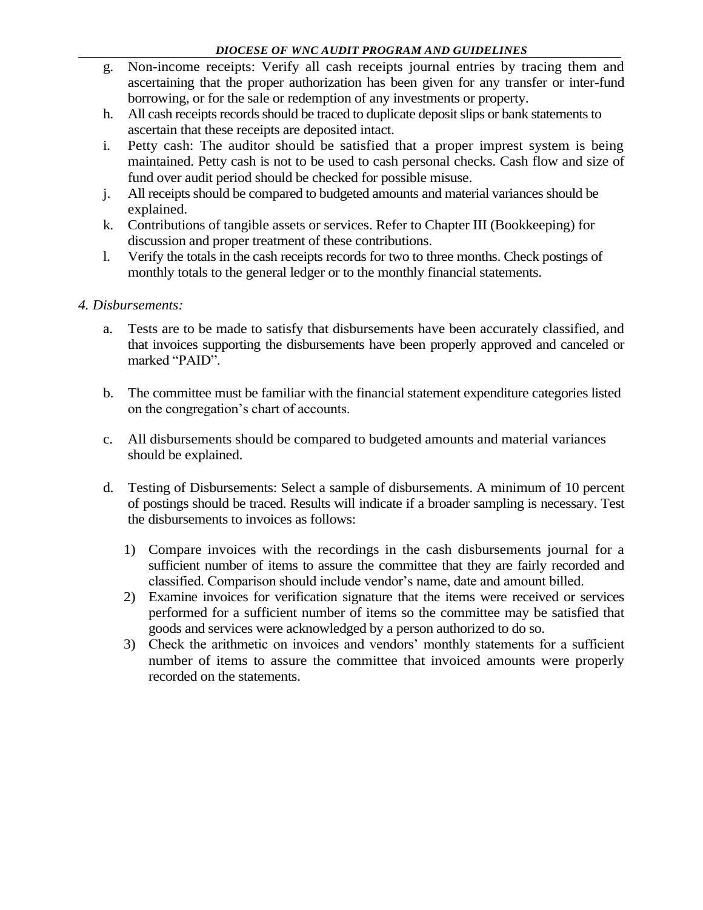g. Non-income receipts: Verify all cash receipts journal entries by tracing them and ascertaining that the proper authorization has been given for any transfer or inter-fund borrowing, or for the sale or redemption of any investments or property.
h. All cash receipts records should be traced to duplicate deposit slips or bank statements to ascertain that these receipts are deposited intact.
i. Petty cash: The auditor should be satisfied that a proper imprest system is being maintained. Petty cash is not to be used to cash personal checks. Cash flow and size of fund over audit period should be checked for possible misuse.
j. All receipts should be compared to budgeted amounts and material variances should be explained.
k. Contributions of tangible assets or services. Refer to Chapter III (Bookkeeping) for discussion and proper treatment of these contributions.
l. Verify the totals in the cash receipts records for two to three months. Check postings of monthly totals to the general ledger or to the monthly financial statements.

*4. Disbursements:*

a. Tests are to be made to satisfy that disbursements have been accurately classified, and that invoices supporting the disbursements have been properly approved and canceled or marked "PAID".

b. The committee must be familiar with the financial statement expenditure categories listed on the congregation's chart of accounts.

c. All disbursements should be compared to budgeted amounts and material variances should be explained.

d. Testing of Disbursements: Select a sample of disbursements. A minimum of 10 percent of postings should be traced. Results will indicate if a broader sampling is necessary. Test the disbursements to invoices as follows:

   1) Compare invoices with the recordings in the cash disbursements journal for a sufficient number of items to assure the committee that they are fairly recorded and classified. Comparison should include vendor's name, date and amount billed.
   2) Examine invoices for verification signature that the items were received or services performed for a sufficient number of items so the committee may be satisfied that goods and services were acknowledged by a person authorized to do so.
   3) Check the arithmetic on invoices and vendors' monthly statements for a sufficient number of items to assure the committee that invoiced amounts were properly recorded on the statements.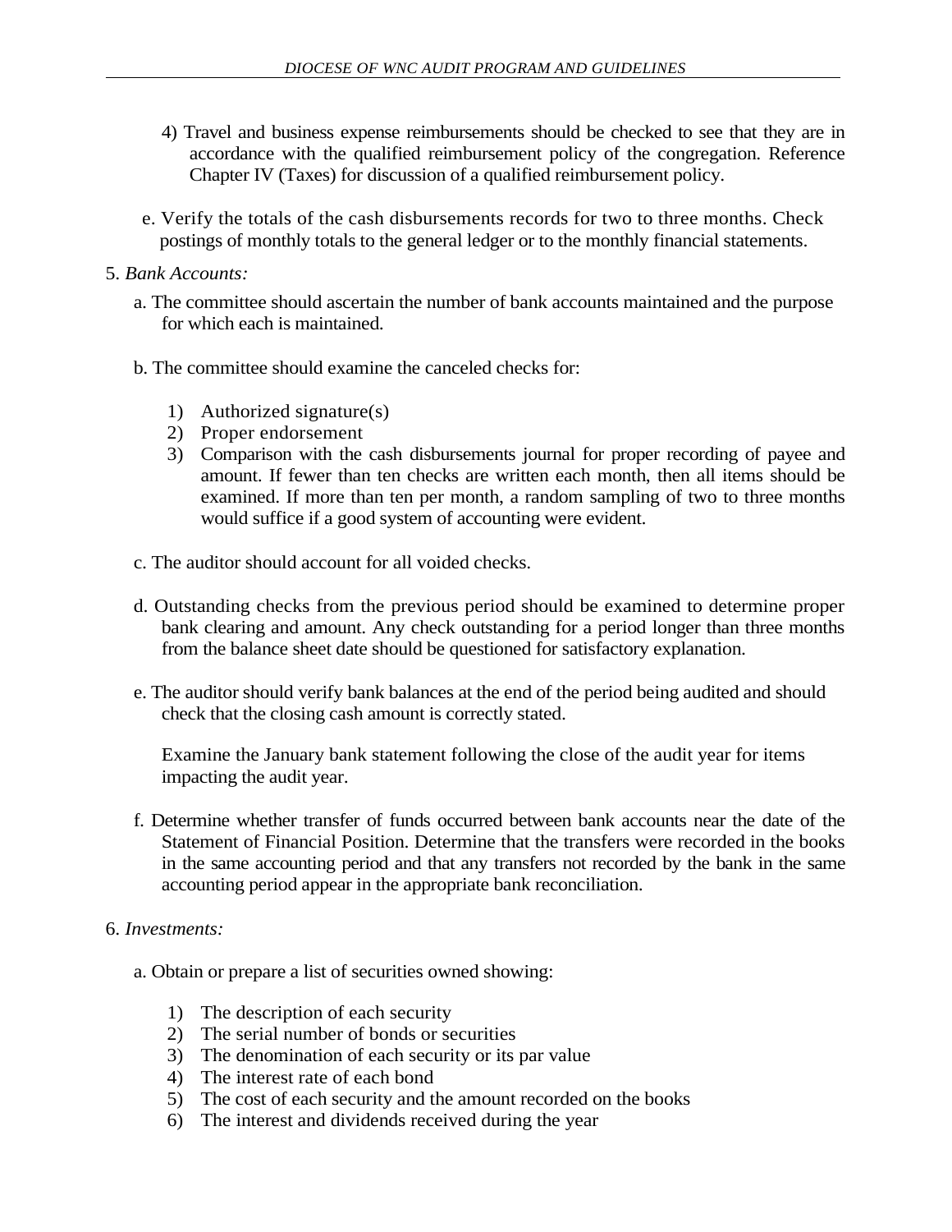4) Travel and business expense reimbursements should be checked to see that they are in accordance with the qualified reimbursement policy of the congregation. Reference Chapter IV (Taxes) for discussion of a qualified reimbursement policy.

e. Verify the totals of the cash disbursements records for two to three months. Check postings of monthly totals to the general ledger or to the monthly financial statements.

5. *Bank Accounts:*

a. The committee should ascertain the number of bank accounts maintained and the purpose for which each is maintained.

b. The committee should examine the canceled checks for:

1) Authorized signature(s)
2) Proper endorsement
3) Comparison with the cash disbursements journal for proper recording of payee and amount. If fewer than ten checks are written each month, then all items should be examined. If more than ten per month, a random sampling of two to three months would suffice if a good system of accounting were evident.

c. The auditor should account for all voided checks.

d. Outstanding checks from the previous period should be examined to determine proper bank clearing and amount. Any check outstanding for a period longer than three months from the balance sheet date should be questioned for satisfactory explanation.

e. The auditor should verify bank balances at the end of the period being audited and should check that the closing cash amount is correctly stated.

Examine the January bank statement following the close of the audit year for items impacting the audit year.

f. Determine whether transfer of funds occurred between bank accounts near the date of the Statement of Financial Position. Determine that the transfers were recorded in the books in the same accounting period and that any transfers not recorded by the bank in the same accounting period appear in the appropriate bank reconciliation.

6. *Investments:*

a. Obtain or prepare a list of securities owned showing:

1) The description of each security
2) The serial number of bonds or securities
3) The denomination of each security or its par value
4) The interest rate of each bond
5) The cost of each security and the amount recorded on the books
6) The interest and dividends received during the year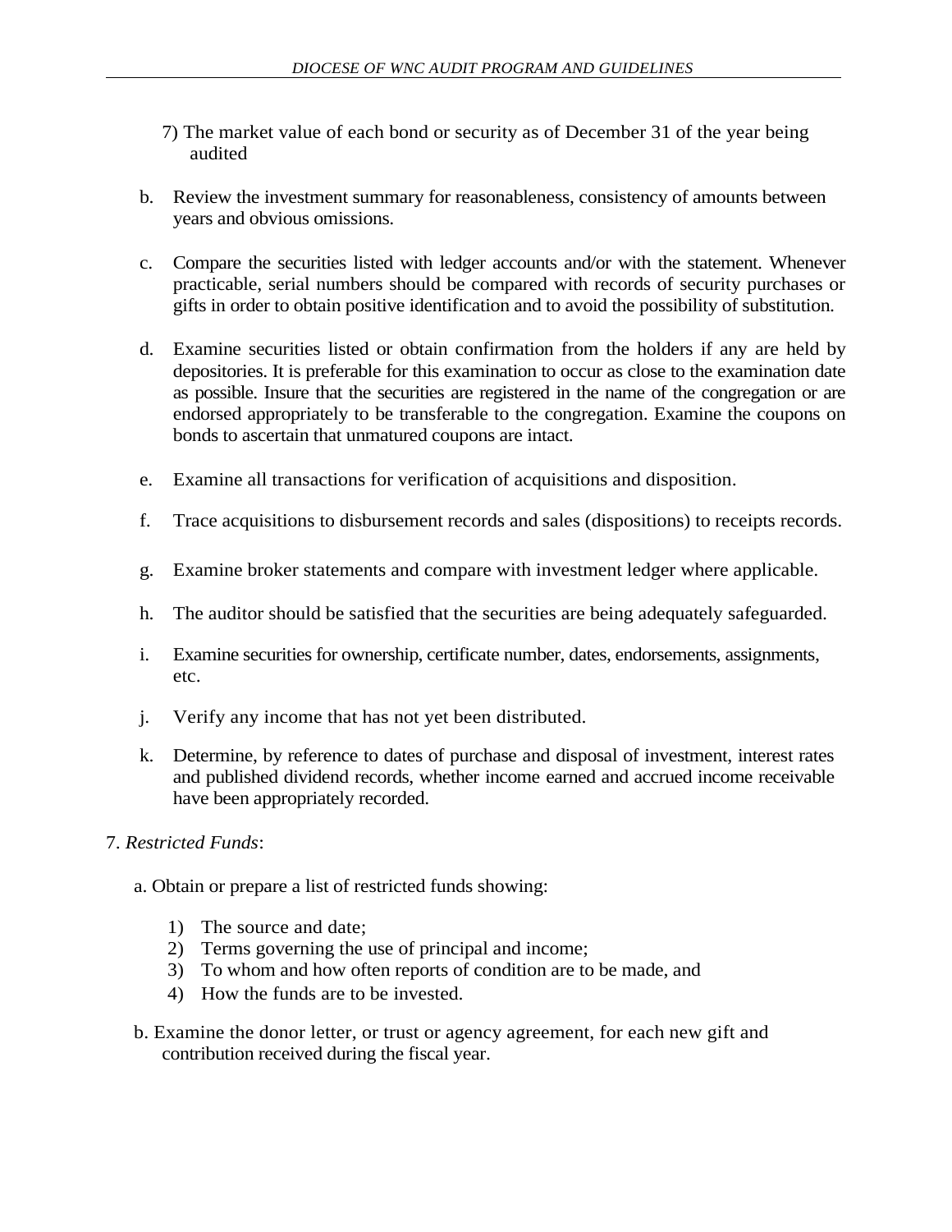7) The market value of each bond or security as of December 31 of the year being audited

b. Review the investment summary for reasonableness, consistency of amounts between years and obvious omissions.

c. Compare the securities listed with ledger accounts and/or with the statement. Whenever practicable, serial numbers should be compared with records of security purchases or gifts in order to obtain positive identification and to avoid the possibility of substitution.

d. Examine securities listed or obtain confirmation from the holders if any are held by depositories. It is preferable for this examination to occur as close to the examination date as possible. Insure that the securities are registered in the name of the congregation or are endorsed appropriately to be transferable to the congregation. Examine the coupons on bonds to ascertain that unmatured coupons are intact.

e. Examine all transactions for verification of acquisitions and disposition.

f. Trace acquisitions to disbursement records and sales (dispositions) to receipts records.

g. Examine broker statements and compare with investment ledger where applicable.

h. The auditor should be satisfied that the securities are being adequately safeguarded.

i. Examine securities for ownership, certificate number, dates, endorsements, assignments, etc.

j. Verify any income that has not yet been distributed.

k. Determine, by reference to dates of purchase and disposal of investment, interest rates and published dividend records, whether income earned and accrued income receivable have been appropriately recorded.

7. *Restricted Funds*:

a. Obtain or prepare a list of restricted funds showing:

1) The source and date;
2) Terms governing the use of principal and income;
3) To whom and how often reports of condition are to be made, and
4) How the funds are to be invested.

b. Examine the donor letter, or trust or agency agreement, for each new gift and contribution received during the fiscal year.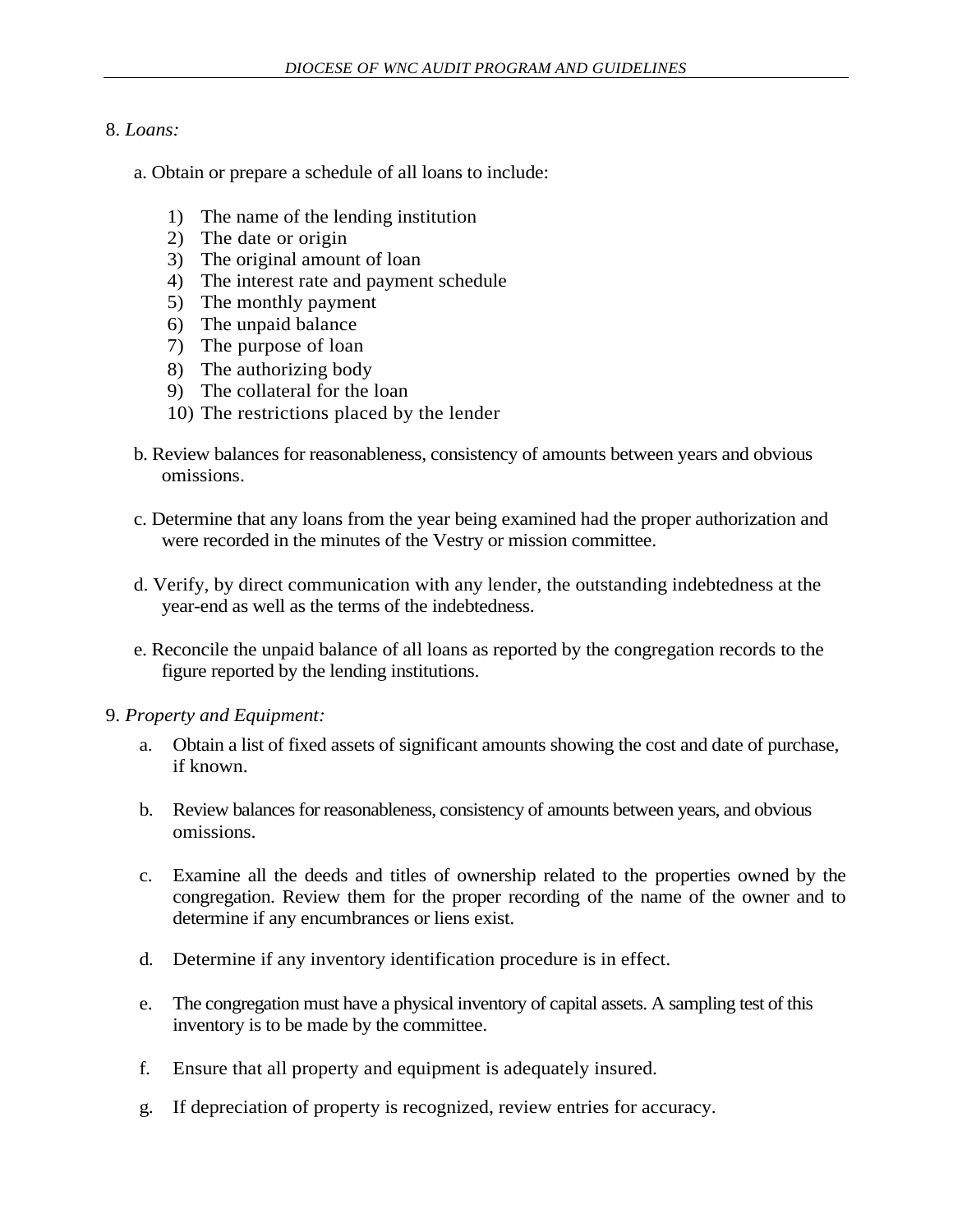8. *Loans:*

a. Obtain or prepare a schedule of all loans to include:

1) The name of the lending institution
2) The date or origin
3) The original amount of loan
4) The interest rate and payment schedule
5) The monthly payment
6) The unpaid balance
7) The purpose of loan
8) The authorizing body
9) The collateral for the loan
10) The restrictions placed by the lender

b. Review balances for reasonableness, consistency of amounts between years and obvious omissions.

c. Determine that any loans from the year being examined had the proper authorization and were recorded in the minutes of the Vestry or mission committee.

d. Verify, by direct communication with any lender, the outstanding indebtedness at the year-end as well as the terms of the indebtedness.

e. Reconcile the unpaid balance of all loans as reported by the congregation records to the figure reported by the lending institutions.

9. *Property and Equipment:*

a. Obtain a list of fixed assets of significant amounts showing the cost and date of purchase, if known.

b. Review balances for reasonableness, consistency of amounts between years, and obvious omissions.

c. Examine all the deeds and titles of ownership related to the properties owned by the congregation. Review them for the proper recording of the name of the owner and to determine if any encumbrances or liens exist.

d. Determine if any inventory identification procedure is in effect.

e. The congregation must have a physical inventory of capital assets. A sampling test of this inventory is to be made by the committee.

f. Ensure that all property and equipment is adequately insured.

g. If depreciation of property is recognized, review entries for accuracy.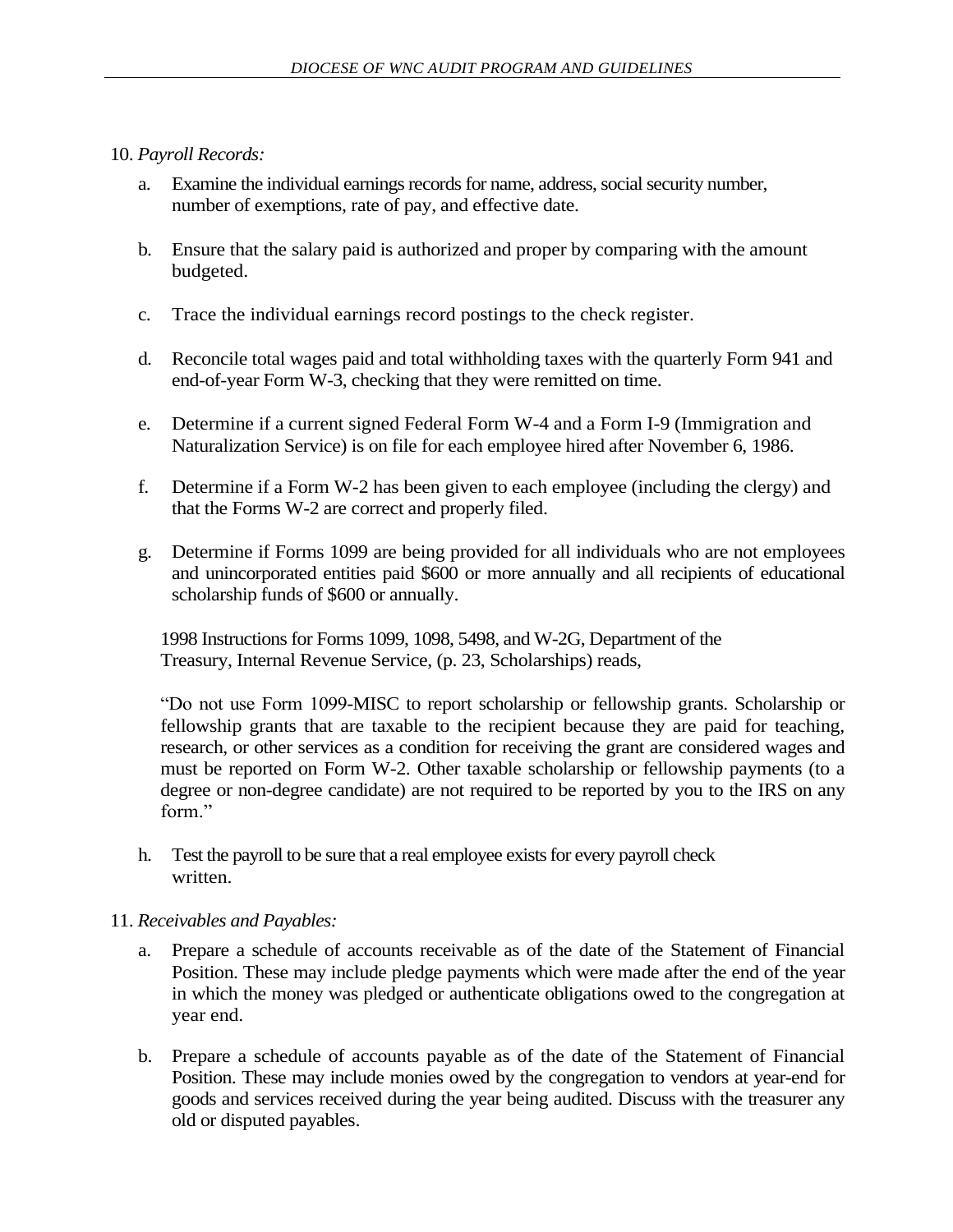10. *Payroll Records:*

   a. Examine the individual earnings records for name, address, social security number, number of exemptions, rate of pay, and effective date.

   b. Ensure that the salary paid is authorized and proper by comparing with the amount budgeted.

   c. Trace the individual earnings record postings to the check register.

   d. Reconcile total wages paid and total withholding taxes with the quarterly Form 941 and end-of-year Form W-3, checking that they were remitted on time.

   e. Determine if a current signed Federal Form W-4 and a Form I-9 (Immigration and Naturalization Service) is on file for each employee hired after November 6, 1986.

   f. Determine if a Form W-2 has been given to each employee (including the clergy) and that the Forms W-2 are correct and properly filed.

   g. Determine if Forms 1099 are being provided for all individuals who are not employees and unincorporated entities paid $600 or more annually and all recipients of educational scholarship funds of $600 or annually.

   1998 Instructions for Forms 1099, 1098, 5498, and W-2G, Department of the Treasury, Internal Revenue Service, (p. 23, Scholarships) reads,

   "Do not use Form 1099-MISC to report scholarship or fellowship grants. Scholarship or fellowship grants that are taxable to the recipient because they are paid for teaching, research, or other services as a condition for receiving the grant are considered wages and must be reported on Form W-2. Other taxable scholarship or fellowship payments (to a degree or non-degree candidate) are not required to be reported by you to the IRS on any form."

   h. Test the payroll to be sure that a real employee exists for every payroll check written.

11. *Receivables and Payables:*

   a. Prepare a schedule of accounts receivable as of the date of the Statement of Financial Position. These may include pledge payments which were made after the end of the year in which the money was pledged or authenticate obligations owed to the congregation at year end.

   b. Prepare a schedule of accounts payable as of the date of the Statement of Financial Position. These may include monies owed by the congregation to vendors at year-end for goods and services received during the year being audited. Discuss with the treasurer any old or disputed payables.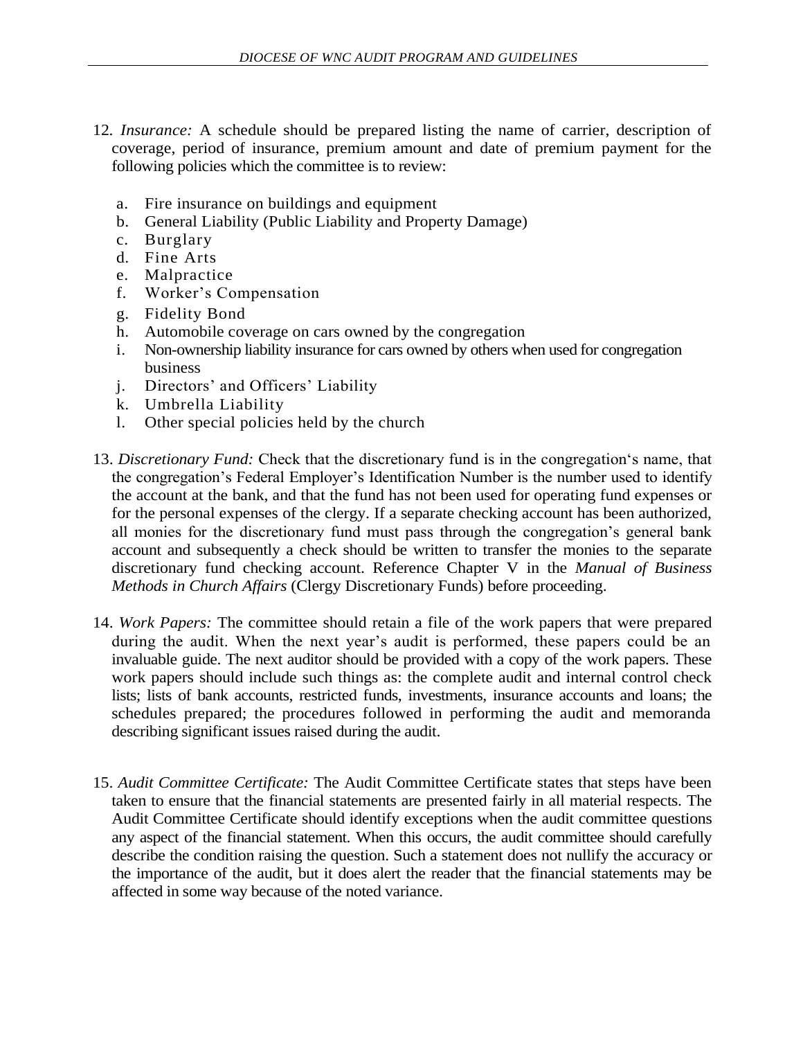12. *Insurance:* A schedule should be prepared listing the name of carrier, description of coverage, period of insurance, premium amount and date of premium payment for the following policies which the committee is to review:

    a. Fire insurance on buildings and equipment
    b. General Liability (Public Liability and Property Damage)
    c. Burglary
    d. Fine Arts
    e. Malpractice
    f. Worker's Compensation
    g. Fidelity Bond
    h. Automobile coverage on cars owned by the congregation
    i. Non-ownership liability insurance for cars owned by others when used for congregation business
    j. Directors' and Officers' Liability
    k. Umbrella Liability
    l. Other special policies held by the church

13. *Discretionary Fund:* Check that the discretionary fund is in the congregation's name, that the congregation's Federal Employer's Identification Number is the number used to identify the account at the bank, and that the fund has not been used for operating fund expenses or for the personal expenses of the clergy. If a separate checking account has been authorized, all monies for the discretionary fund must pass through the congregation's general bank account and subsequently a check should be written to transfer the monies to the separate discretionary fund checking account. Reference Chapter V in the *Manual of Business Methods in Church Affairs* (Clergy Discretionary Funds) before proceeding.

14. *Work Papers:* The committee should retain a file of the work papers that were prepared during the audit. When the next year's audit is performed, these papers could be an invaluable guide. The next auditor should be provided with a copy of the work papers. These work papers should include such things as: the complete audit and internal control check lists; lists of bank accounts, restricted funds, investments, insurance accounts and loans; the schedules prepared; the procedures followed in performing the audit and memoranda describing significant issues raised during the audit.

15. *Audit Committee Certificate:* The Audit Committee Certificate states that steps have been taken to ensure that the financial statements are presented fairly in all material respects. The Audit Committee Certificate should identify exceptions when the audit committee questions any aspect of the financial statement. When this occurs, the audit committee should carefully describe the condition raising the question. Such a statement does not nullify the accuracy or the importance of the audit, but it does alert the reader that the financial statements may be affected in some way because of the noted variance.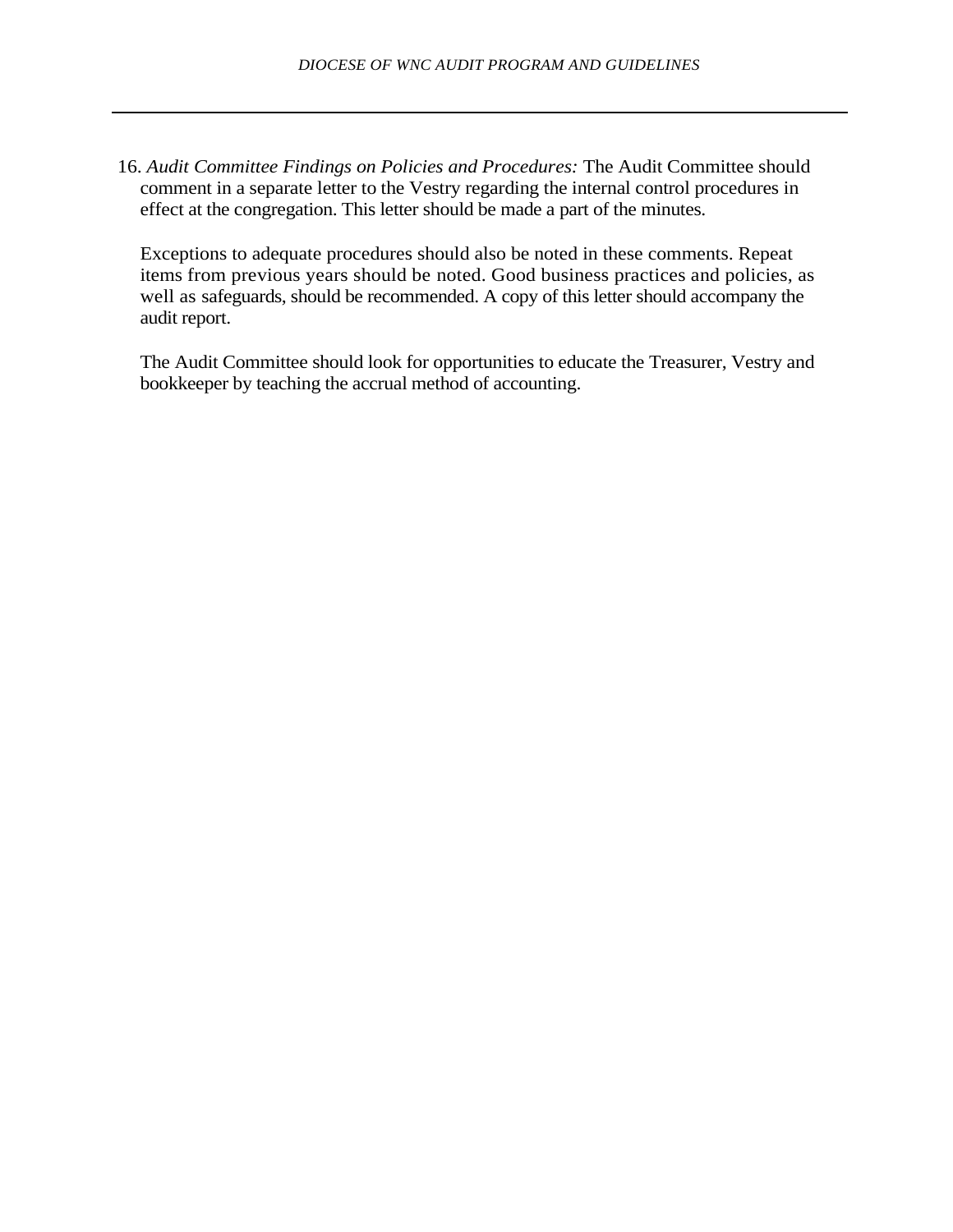16. *Audit Committee Findings on Policies and Procedures:* The Audit Committee should comment in a separate letter to the Vestry regarding the internal control procedures in effect at the congregation. This letter should be made a part of the minutes.

    Exceptions to adequate procedures should also be noted in these comments. Repeat items from previous years should be noted. Good business practices and policies, as well as safeguards, should be recommended. A copy of this letter should accompany the audit report.

    The Audit Committee should look for opportunities to educate the Treasurer, Vestry and bookkeeper by teaching the accrual method of accounting.